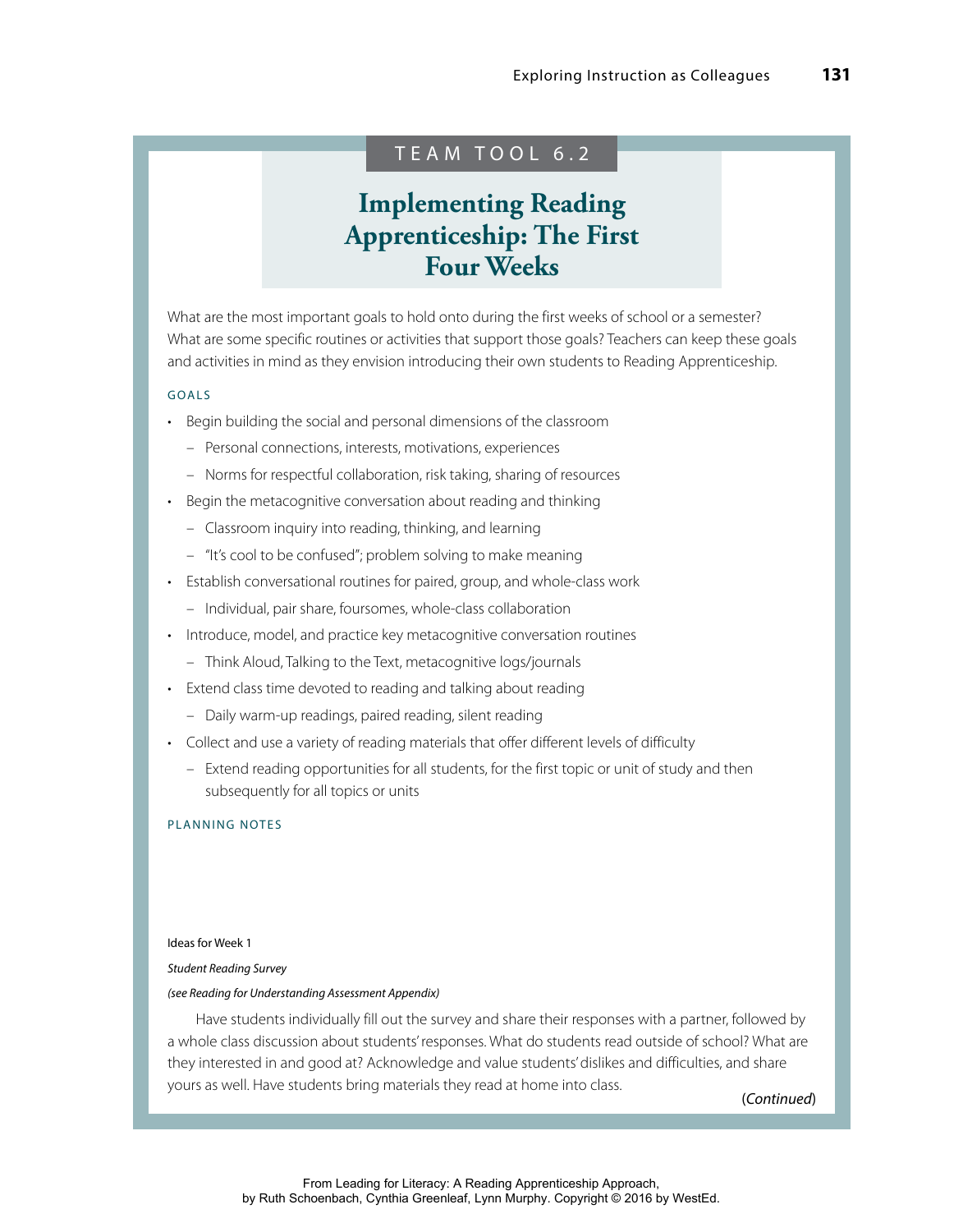TEAM TOOL 6.2

# Implementing Reading Apprenticeship: The First Four Weeks

What are the most important goals to hold onto during the first weeks of school or a semester? What are some specific routines or activities that support those goals? Teachers can keep these goals and activities in mind as they envision introducing their own students to Reading Apprenticeship.

## GOALS

- Begin building the social and personal dimensions of the classroom
  - Personal connections, interests, motivations, experiences
  - Norms for respectful collaboration, risk taking, sharing of resources
- Begin the metacognitive conversation about reading and thinking
  - Classroom inquiry into reading, thinking, and learning
  - "It's cool to be confused"; problem solving to make meaning
- Establish conversational routines for paired, group, and whole-class work
  - Individual, pair share, foursomes, whole-class collaboration
- Introduce, model, and practice key metacognitive conversation routines
  - Think Aloud, Talking to the Text, metacognitive logs/journals
- Extend class time devoted to reading and talking about reading
  - Daily warm-up readings, paired reading, silent reading
- Collect and use a variety of reading materials that offer different levels of difficulty
  - Extend reading opportunities for all students, for the first topic or unit of study and then subsequently for all topics or units

## PLANNING NOTES

Ideas for Week 1

*Student Reading Survey*

*(see Reading for Understanding Assessment Appendix)*

Have students individually fill out the survey and share their responses with a partner, followed by a whole class discussion about students' responses. What do students read outside of school? What are they interested in and good at? Acknowledge and value students' dislikes and difficulties, and share yours as well. Have students bring materials they read at home into class.

(*Continued*)

From Leading for Literacy: A Reading Apprenticeship Approach, by Ruth Schoenbach, Cynthia Greenleaf, Lynn Murphy. Copyright © 2016 by WestEd.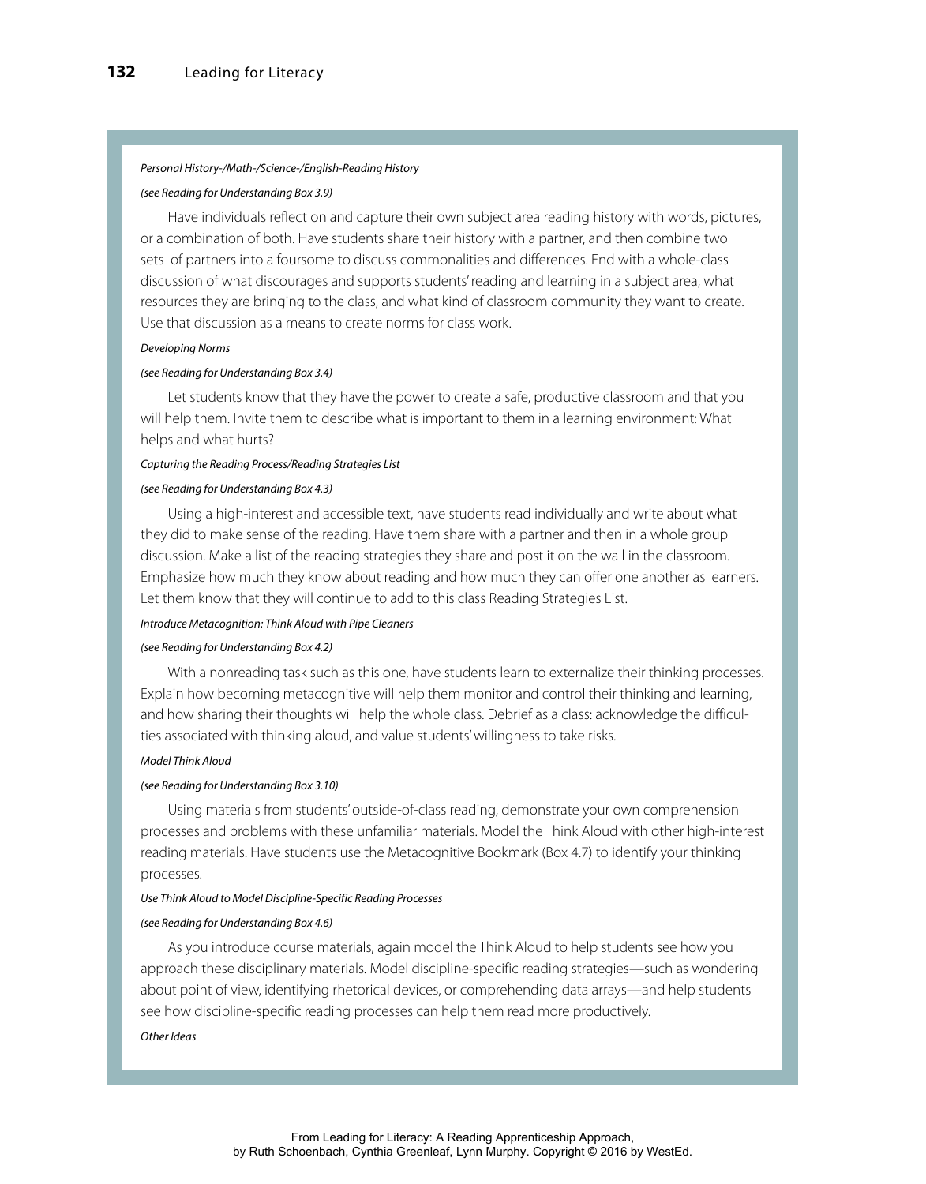*Personal History-/Math-/Science-/English-Reading History*

*(see Reading for Understanding Box 3.9)*

Have individuals reflect on and capture their own subject area reading history with words, pictures, or a combination of both. Have students share their history with a partner, and then combine two sets of partners into a foursome to discuss commonalities and differences. End with a whole-class discussion of what discourages and supports students' reading and learning in a subject area, what resources they are bringing to the class, and what kind of classroom community they want to create. Use that discussion as a means to create norms for class work.

*Developing Norms*

*(see Reading for Understanding Box 3.4)*

Let students know that they have the power to create a safe, productive classroom and that you will help them. Invite them to describe what is important to them in a learning environment: What helps and what hurts?

*Capturing the Reading Process/Reading Strategies List*

*(see Reading for Understanding Box 4.3)*

Using a high-interest and accessible text, have students read individually and write about what they did to make sense of the reading. Have them share with a partner and then in a whole group discussion. Make a list of the reading strategies they share and post it on the wall in the classroom. Emphasize how much they know about reading and how much they can offer one another as learners. Let them know that they will continue to add to this class Reading Strategies List.

*Introduce Metacognition: Think Aloud with Pipe Cleaners*

*(see Reading for Understanding Box 4.2)*

With a nonreading task such as this one, have students learn to externalize their thinking processes. Explain how becoming metacognitive will help them monitor and control their thinking and learning, and how sharing their thoughts will help the whole class. Debrief as a class: acknowledge the difficulties associated with thinking aloud, and value students' willingness to take risks.

*Model Think Aloud*

*(see Reading for Understanding Box 3.10)*

Using materials from students' outside-of-class reading, demonstrate your own comprehension processes and problems with these unfamiliar materials. Model the Think Aloud with other high-interest reading materials. Have students use the Metacognitive Bookmark (Box 4.7) to identify your thinking processes.

*Use Think Aloud to Model Discipline-Specific Reading Processes*

*(see Reading for Understanding Box 4.6)*

As you introduce course materials, again model the Think Aloud to help students see how you approach these disciplinary materials. Model discipline-specific reading strategies—such as wondering about point of view, identifying rhetorical devices, or comprehending data arrays—and help students see how discipline-specific reading processes can help them read more productively.

*Other Ideas*

From Leading for Literacy: A Reading Apprenticeship Approach,
by Ruth Schoenbach, Cynthia Greenleaf, Lynn Murphy. Copyright © 2016 by WestEd.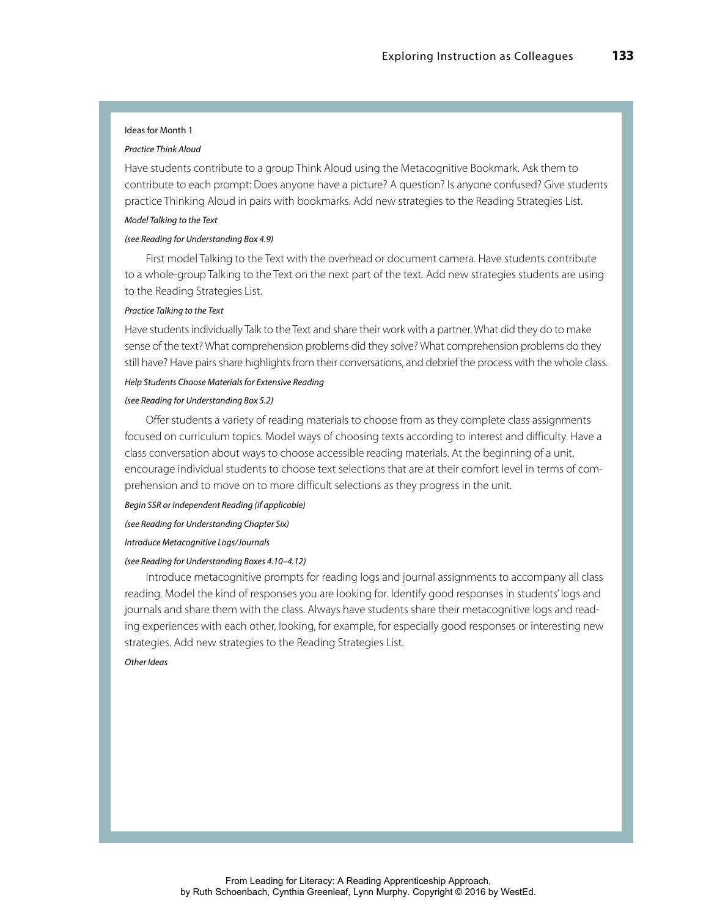Ideas for Month 1

*Practice Think Aloud*

Have students contribute to a group Think Aloud using the Metacognitive Bookmark. Ask them to contribute to each prompt: Does anyone have a picture? A question? Is anyone confused? Give students practice Thinking Aloud in pairs with bookmarks. Add new strategies to the Reading Strategies List.

*Model Talking to the Text*

*(see Reading for Understanding Box 4.9)*

First model Talking to the Text with the overhead or document camera. Have students contribute to a whole-group Talking to the Text on the next part of the text. Add new strategies students are using to the Reading Strategies List.

*Practice Talking to the Text*

Have students individually Talk to the Text and share their work with a partner. What did they do to make sense of the text? What comprehension problems did they solve? What comprehension problems do they still have? Have pairs share highlights from their conversations, and debrief the process with the whole class.

*Help Students Choose Materials for Extensive Reading*

*(see Reading for Understanding Box 5.2)*

Offer students a variety of reading materials to choose from as they complete class assignments focused on curriculum topics. Model ways of choosing texts according to interest and difficulty. Have a class conversation about ways to choose accessible reading materials. At the beginning of a unit, encourage individual students to choose text selections that are at their comfort level in terms of comprehension and to move on to more difficult selections as they progress in the unit.

*Begin SSR or Independent Reading (if applicable)*

*(see Reading for Understanding Chapter Six)*

*Introduce Metacognitive Logs/Journals*

*(see Reading for Understanding Boxes 4.10–4.12)*

Introduce metacognitive prompts for reading logs and journal assignments to accompany all class reading. Model the kind of responses you are looking for. Identify good responses in students' logs and journals and share them with the class. Always have students share their metacognitive logs and reading experiences with each other, looking, for example, for especially good responses or interesting new strategies. Add new strategies to the Reading Strategies List.

*Other Ideas*

From Leading for Literacy: A Reading Apprenticeship Approach,
by Ruth Schoenbach, Cynthia Greenleaf, Lynn Murphy. Copyright © 2016 by WestEd.